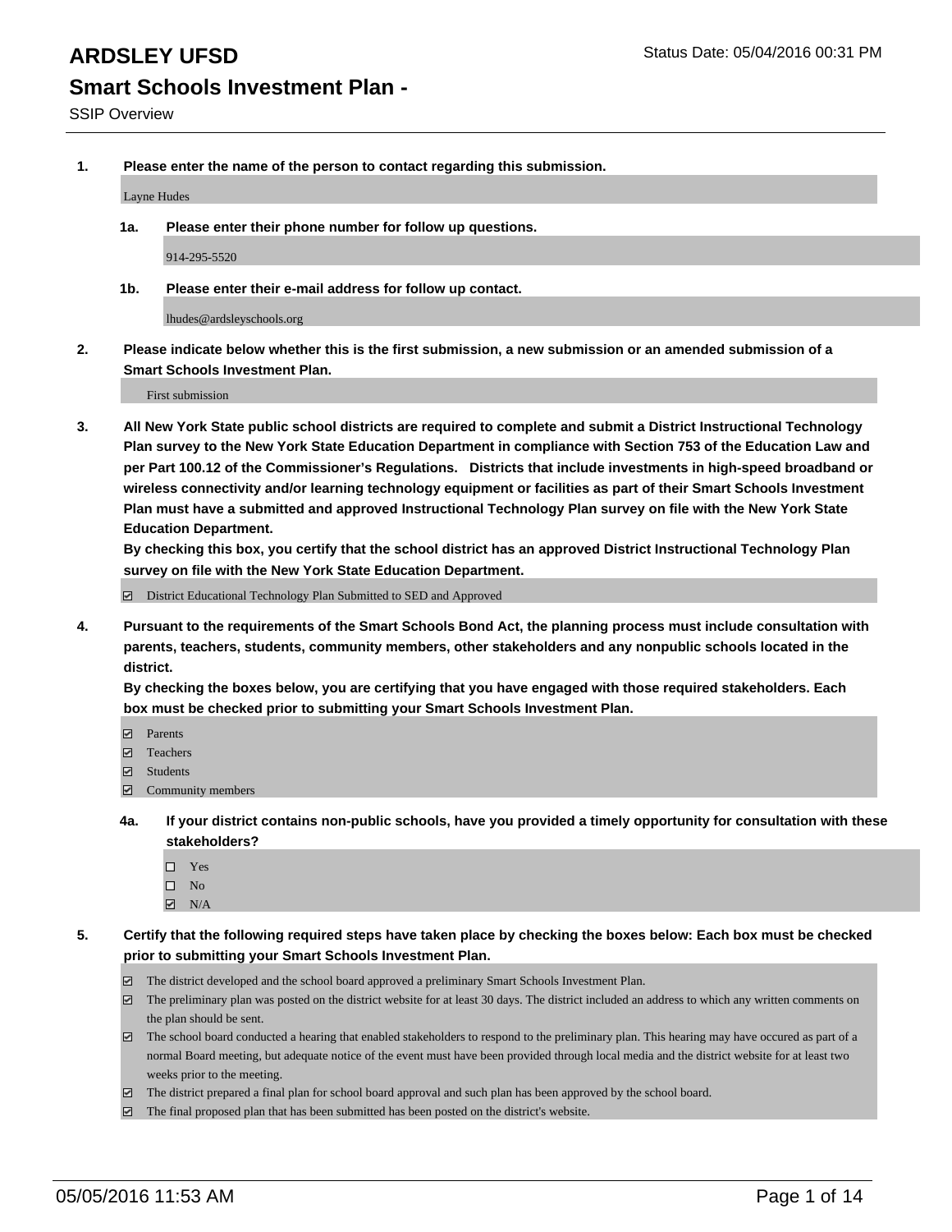# ARDSLEY UFSD

Status Date: 05/04/2016 00:31 PM

## Smart Schools Investment Plan -

SSIP Overview

**1. Please enter the name of the person to contact regarding this submission.**

Layne Hudes

**1a. Please enter their phone number for follow up questions.**

914-295-5520

**1b. Please enter their e-mail address for follow up contact.**

lhudes@ardsleyschools.org

**2. Please indicate below whether this is the first submission, a new submission or an amended submission of a Smart Schools Investment Plan.**

First submission

**3. All New York State public school districts are required to complete and submit a District Instructional Technology Plan survey to the New York State Education Department in compliance with Section 753 of the Education Law and per Part 100.12 of the Commissioner's Regulations. Districts that include investments in high-speed broadband or wireless connectivity and/or learning technology equipment or facilities as part of their Smart Schools Investment Plan must have a submitted and approved Instructional Technology Plan survey on file with the New York State Education Department.**
**By checking this box, you certify that the school district has an approved District Instructional Technology Plan survey on file with the New York State Education Department.**

- [x] District Educational Technology Plan Submitted to SED and Approved

**4. Pursuant to the requirements of the Smart Schools Bond Act, the planning process must include consultation with parents, teachers, students, community members, other stakeholders and any nonpublic schools located in the district.**
**By checking the boxes below, you are certifying that you have engaged with those required stakeholders. Each box must be checked prior to submitting your Smart Schools Investment Plan.**

- [x] Parents
- [x] Teachers
- [x] Students
- [x] Community members

**4a. If your district contains non-public schools, have you provided a timely opportunity for consultation with these stakeholders?**

- [ ] Yes
- [ ] No
- [x] N/A

**5. Certify that the following required steps have taken place by checking the boxes below: Each box must be checked prior to submitting your Smart Schools Investment Plan.**

- [x] The district developed and the school board approved a preliminary Smart Schools Investment Plan.
- [x] The preliminary plan was posted on the district website for at least 30 days. The district included an address to which any written comments on the plan should be sent.
- [x] The school board conducted a hearing that enabled stakeholders to respond to the preliminary plan. This hearing may have occured as part of a normal Board meeting, but adequate notice of the event must have been provided through local media and the district website for at least two weeks prior to the meeting.
- [x] The district prepared a final plan for school board approval and such plan has been approved by the school board.
- [x] The final proposed plan that has been submitted has been posted on the district's website.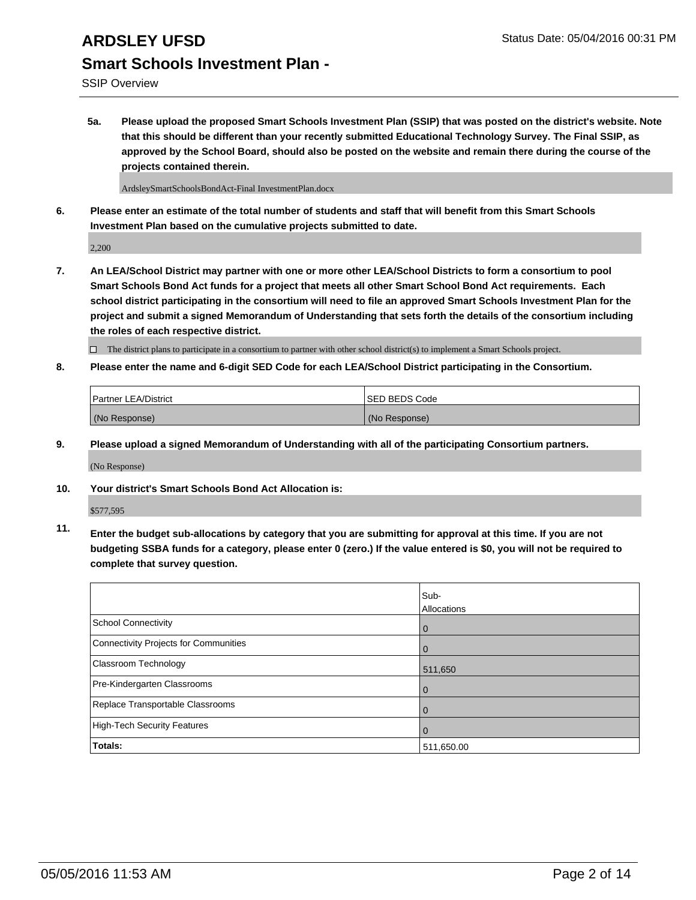# ARDSLEY UFSD

## Smart Schools Investment Plan -

SSIP Overview

**5a. Please upload the proposed Smart Schools Investment Plan (SSIP) that was posted on the district's website. Note that this should be different than your recently submitted Educational Technology Survey. The Final SSIP, as approved by the School Board, should also be posted on the website and remain there during the course of the projects contained therein.**

ArdsleySmartSchoolsBondAct-Final InvestmentPlan.docx

**6. Please enter an estimate of the total number of students and staff that will benefit from this Smart Schools Investment Plan based on the cumulative projects submitted to date.**

2,200

**7. An LEA/School District may partner with one or more other LEA/School Districts to form a consortium to pool Smart Schools Bond Act funds for a project that meets all other Smart School Bond Act requirements. Each school district participating in the consortium will need to file an approved Smart Schools Investment Plan for the project and submit a signed Memorandum of Understanding that sets forth the details of the consortium including the roles of each respective district.**

☐ The district plans to participate in a consortium to partner with other school district(s) to implement a Smart Schools project.

**8. Please enter the name and 6-digit SED Code for each LEA/School District participating in the Consortium.**

| Partner LEA/District | SED BEDS Code |
| --- | --- |
| (No Response) | (No Response) |

**9. Please upload a signed Memorandum of Understanding with all of the participating Consortium partners.**

(No Response)

**10. Your district's Smart Schools Bond Act Allocation is:**

$577,595

**11. Enter the budget sub-allocations by category that you are submitting for approval at this time. If you are not budgeting SSBA funds for a category, please enter 0 (zero.) If the value entered is $0, you will not be required to complete that survey question.**

| | Sub-Allocations |
| --- | --- |
| School Connectivity | 0 |
| Connectivity Projects for Communities | 0 |
| Classroom Technology | 511,650 |
| Pre-Kindergarten Classrooms | 0 |
| Replace Transportable Classrooms | 0 |
| High-Tech Security Features | 0 |
| **Totals:** | 511,650.00 |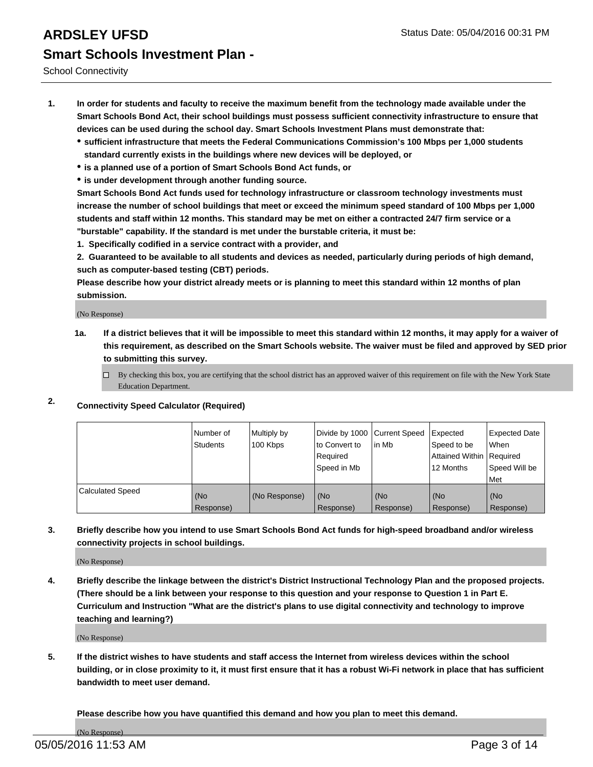# ARDSLEY UFSD

Status Date: 05/04/2016 00:31 PM

## Smart Schools Investment Plan -

School Connectivity

1. **In order for students and faculty to receive the maximum benefit from the technology made available under the Smart Schools Bond Act, their school buildings must possess sufficient connectivity infrastructure to ensure that devices can be used during the school day. Smart Schools Investment Plans must demonstrate that:**
   - **sufficient infrastructure that meets the Federal Communications Commission's 100 Mbps per 1,000 students standard currently exists in the buildings where new devices will be deployed, or**
   - **is a planned use of a portion of Smart Schools Bond Act funds, or**
   - **is under development through another funding source.**

   **Smart Schools Bond Act funds used for technology infrastructure or classroom technology investments must increase the number of school buildings that meet or exceed the minimum speed standard of 100 Mbps per 1,000 students and staff within 12 months. This standard may be met on either a contracted 24/7 firm service or a "burstable" capability. If the standard is met under the burstable criteria, it must be:**

   **1. Specifically codified in a service contract with a provider, and**

   **2. Guaranteed to be available to all students and devices as needed, particularly during periods of high demand, such as computer-based testing (CBT) periods.**

   **Please describe how your district already meets or is planning to meet this standard within 12 months of plan submission.**

   (No Response)

   **1a. If a district believes that it will be impossible to meet this standard within 12 months, it may apply for a waiver of this requirement, as described on the Smart Schools website. The waiver must be filed and approved by SED prior to submitting this survey.**

   ☐ By checking this box, you are certifying that the school district has an approved waiver of this requirement on file with the New York State Education Department.

2. **Connectivity Speed Calculator (Required)**

| | Number of Students | Multiply by 100 Kbps | Divide by 1000 to Convert to Required Speed in Mb | Current Speed in Mb | Expected Speed to be Attained Within 12 Months | Expected Date When Required Speed Will be Met |
|---|---|---|---|---|---|---|
| Calculated Speed | (No Response) | (No Response) | (No Response) | (No Response) | (No Response) | (No Response) |

3. **Briefly describe how you intend to use Smart Schools Bond Act funds for high-speed broadband and/or wireless connectivity projects in school buildings.**

   (No Response)

4. **Briefly describe the linkage between the district's District Instructional Technology Plan and the proposed projects. (There should be a link between your response to this question and your response to Question 1 in Part E. Curriculum and Instruction "What are the district's plans to use digital connectivity and technology to improve teaching and learning?)**

   (No Response)

5. **If the district wishes to have students and staff access the Internet from wireless devices within the school building, or in close proximity to it, it must first ensure that it has a robust Wi-Fi network in place that has sufficient bandwidth to meet user demand.**

   **Please describe how you have quantified this demand and how you plan to meet this demand.**

   (No Response)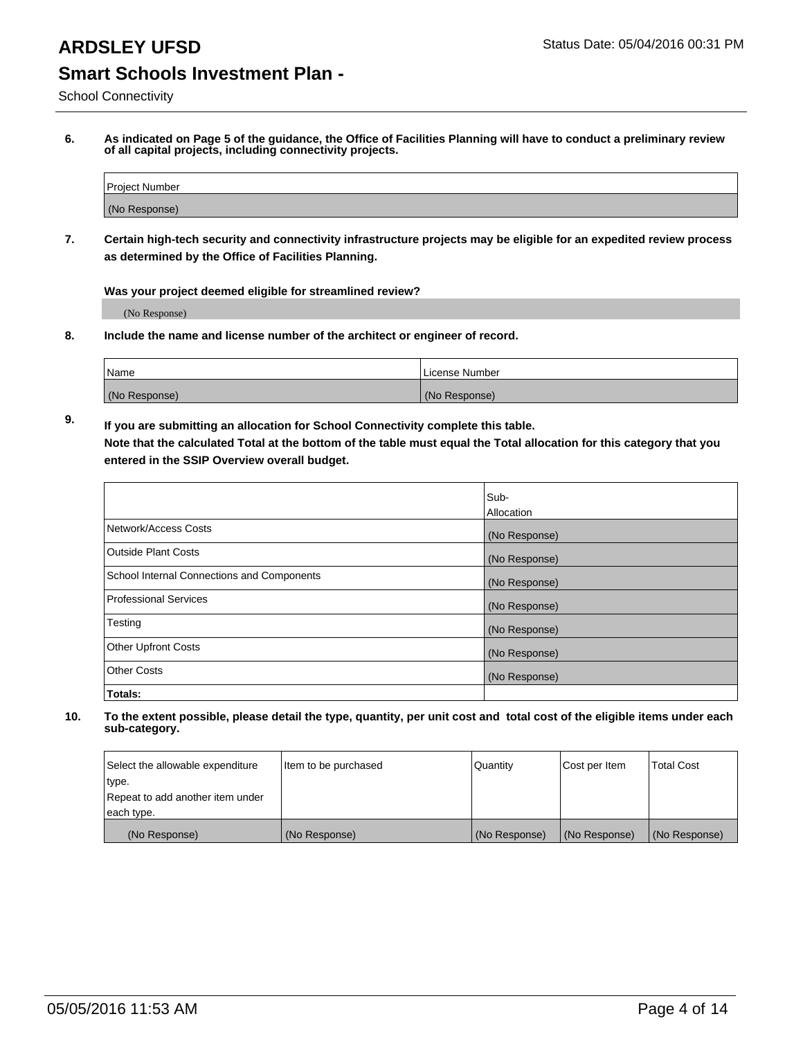# ARDSLEY UFSD

Status Date: 05/04/2016 00:31 PM

## Smart Schools Investment Plan -

School Connectivity

**6. As indicated on Page 5 of the guidance, the Office of Facilities Planning will have to conduct a preliminary review of all capital projects, including connectivity projects.**

| Project Number |
|---|
| (No Response) |

**7. Certain high-tech security and connectivity infrastructure projects may be eligible for an expedited review process as determined by the Office of Facilities Planning.**

**Was your project deemed eligible for streamlined review?**

(No Response)

**8. Include the name and license number of the architect or engineer of record.**

| Name | License Number |
|---|---|
| (No Response) | (No Response) |

**9. If you are submitting an allocation for School Connectivity complete this table. Note that the calculated Total at the bottom of the table must equal the Total allocation for this category that you entered in the SSIP Overview overall budget.**

| | Sub-Allocation |
|---|---|
| Network/Access Costs | (No Response) |
| Outside Plant Costs | (No Response) |
| School Internal Connections and Components | (No Response) |
| Professional Services | (No Response) |
| Testing | (No Response) |
| Other Upfront Costs | (No Response) |
| Other Costs | (No Response) |
| **Totals:** | |

**10. To the extent possible, please detail the type, quantity, per unit cost and total cost of the eligible items under each sub-category.**

| Select the allowable expenditure type. Repeat to add another item under each type. | Item to be purchased | Quantity | Cost per Item | Total Cost |
|---|---|---|---|---|
| (No Response) | (No Response) | (No Response) | (No Response) | (No Response) |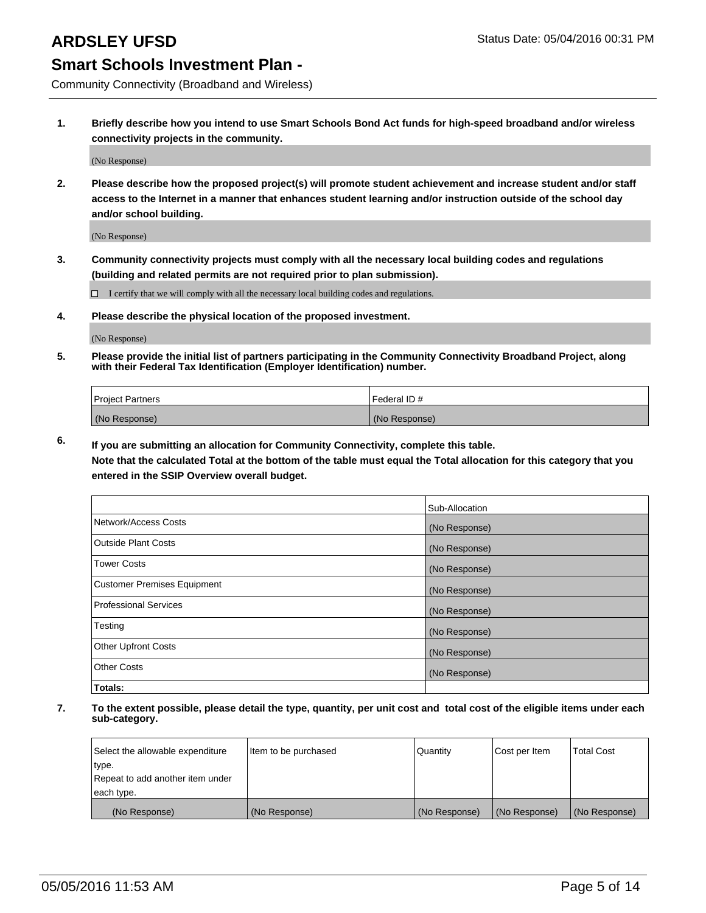# ARDSLEY UFSD

Status Date: 05/04/2016 00:31 PM

## Smart Schools Investment Plan -

Community Connectivity (Broadband and Wireless)

**1. Briefly describe how you intend to use Smart Schools Bond Act funds for high-speed broadband and/or wireless connectivity projects in the community.**

(No Response)

**2. Please describe how the proposed project(s) will promote student achievement and increase student and/or staff access to the Internet in a manner that enhances student learning and/or instruction outside of the school day and/or school building.**

(No Response)

**3. Community connectivity projects must comply with all the necessary local building codes and regulations (building and related permits are not required prior to plan submission).**

☐ I certify that we will comply with all the necessary local building codes and regulations.

**4. Please describe the physical location of the proposed investment.**

(No Response)

**5. Please provide the initial list of partners participating in the Community Connectivity Broadband Project, along with their Federal Tax Identification (Employer Identification) number.**

| Project Partners | Federal ID # |
|---|---|
| (No Response) | (No Response) |

**6. If you are submitting an allocation for Community Connectivity, complete this table. Note that the calculated Total at the bottom of the table must equal the Total allocation for this category that you entered in the SSIP Overview overall budget.**

| | Sub-Allocation |
|---|---|
| Network/Access Costs | (No Response) |
| Outside Plant Costs | (No Response) |
| Tower Costs | (No Response) |
| Customer Premises Equipment | (No Response) |
| Professional Services | (No Response) |
| Testing | (No Response) |
| Other Upfront Costs | (No Response) |
| Other Costs | (No Response) |
| **Totals:** | |

**7. To the extent possible, please detail the type, quantity, per unit cost and total cost of the eligible items under each sub-category.**

| Select the allowable expenditure type. Repeat to add another item under each type. | Item to be purchased | Quantity | Cost per Item | Total Cost |
|---|---|---|---|---|
| (No Response) | (No Response) | (No Response) | (No Response) | (No Response) |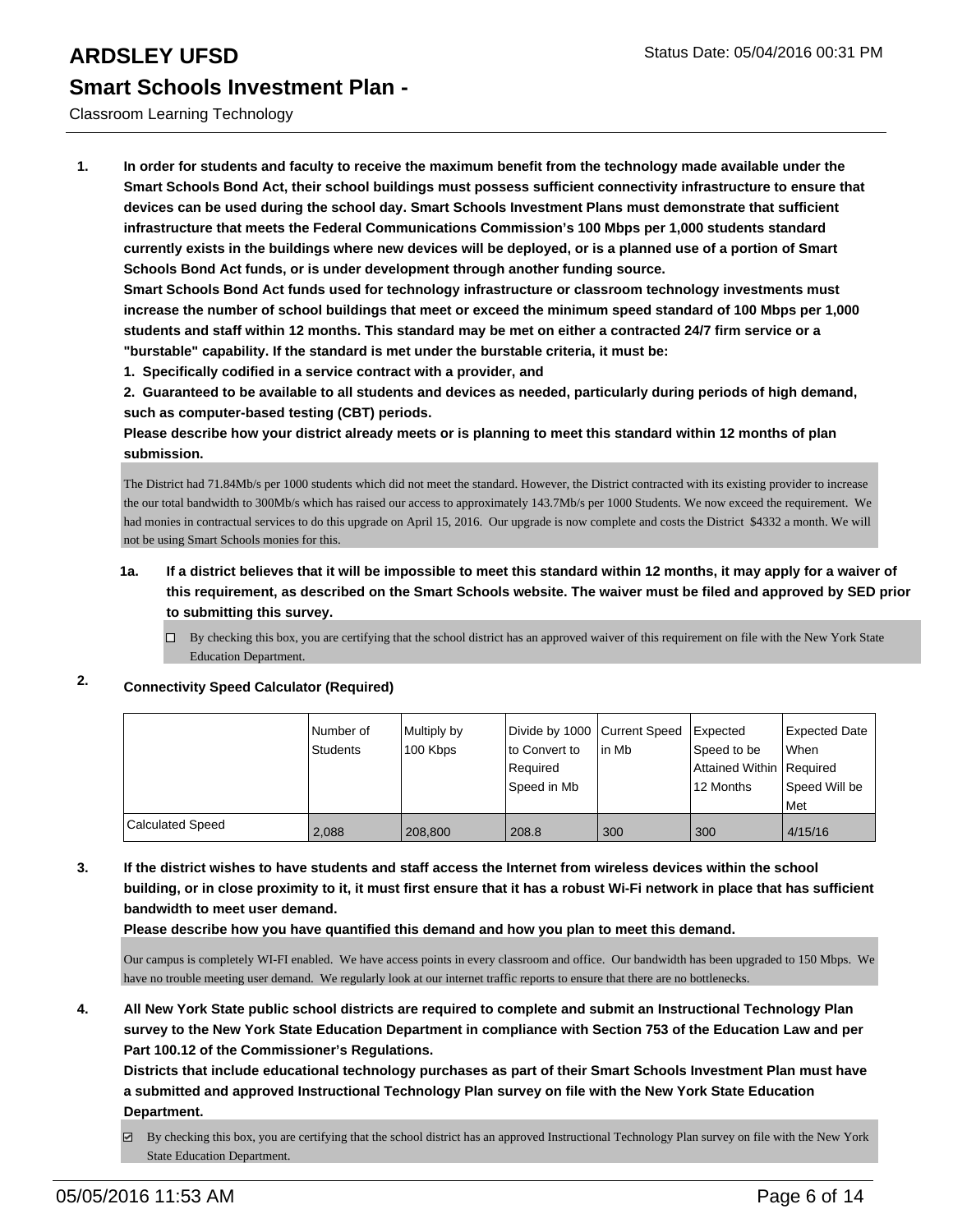# ARDSLEY UFSD

## Smart Schools Investment Plan -

Classroom Learning Technology

**1. In order for students and faculty to receive the maximum benefit from the technology made available under the Smart Schools Bond Act, their school buildings must possess sufficient connectivity infrastructure to ensure that devices can be used during the school day. Smart Schools Investment Plans must demonstrate that sufficient infrastructure that meets the Federal Communications Commission's 100 Mbps per 1,000 students standard currently exists in the buildings where new devices will be deployed, or is a planned use of a portion of Smart Schools Bond Act funds, or is under development through another funding source.**

**Smart Schools Bond Act funds used for technology infrastructure or classroom technology investments must increase the number of school buildings that meet or exceed the minimum speed standard of 100 Mbps per 1,000 students and staff within 12 months. This standard may be met on either a contracted 24/7 firm service or a "burstable" capability. If the standard is met under the burstable criteria, it must be:**

**1. Specifically codified in a service contract with a provider, and**

**2. Guaranteed to be available to all students and devices as needed, particularly during periods of high demand, such as computer-based testing (CBT) periods.**

**Please describe how your district already meets or is planning to meet this standard within 12 months of plan submission.**

The District had 71.84Mb/s per 1000 students which did not meet the standard. However, the District contracted with its existing provider to increase the our total bandwidth to 300Mb/s which has raised our access to approximately 143.7Mb/s per 1000 Students. We now exceed the requirement. We had monies in contractual services to do this upgrade on April 15, 2016. Our upgrade is now complete and costs the District $4332 a month. We will not be using Smart Schools monies for this.

**1a. If a district believes that it will be impossible to meet this standard within 12 months, it may apply for a waiver of this requirement, as described on the Smart Schools website. The waiver must be filed and approved by SED prior to submitting this survey.**

☐ By checking this box, you are certifying that the school district has an approved waiver of this requirement on file with the New York State Education Department.

**2. Connectivity Speed Calculator (Required)**

| | Number of Students | Multiply by 100 Kbps | Divide by 1000 to Convert to Required Speed in Mb | Current Speed in Mb | Expected Speed to be Attained Within 12 Months | Expected Date When Required Speed Will be Met |
|---|---|---|---|---|---|---|
| Calculated Speed | 2,088 | 208,800 | 208.8 | 300 | 300 | 4/15/16 |

**3. If the district wishes to have students and staff access the Internet from wireless devices within the school building, or in close proximity to it, it must first ensure that it has a robust Wi-Fi network in place that has sufficient bandwidth to meet user demand.**

**Please describe how you have quantified this demand and how you plan to meet this demand.**

Our campus is completely WI-FI enabled. We have access points in every classroom and office. Our bandwidth has been upgraded to 150 Mbps. We have no trouble meeting user demand. We regularly look at our internet traffic reports to ensure that there are no bottlenecks.

**4. All New York State public school districts are required to complete and submit an Instructional Technology Plan survey to the New York State Education Department in compliance with Section 753 of the Education Law and per Part 100.12 of the Commissioner's Regulations.**

**Districts that include educational technology purchases as part of their Smart Schools Investment Plan must have a submitted and approved Instructional Technology Plan survey on file with the New York State Education Department.**

☑ By checking this box, you are certifying that the school district has an approved Instructional Technology Plan survey on file with the New York State Education Department.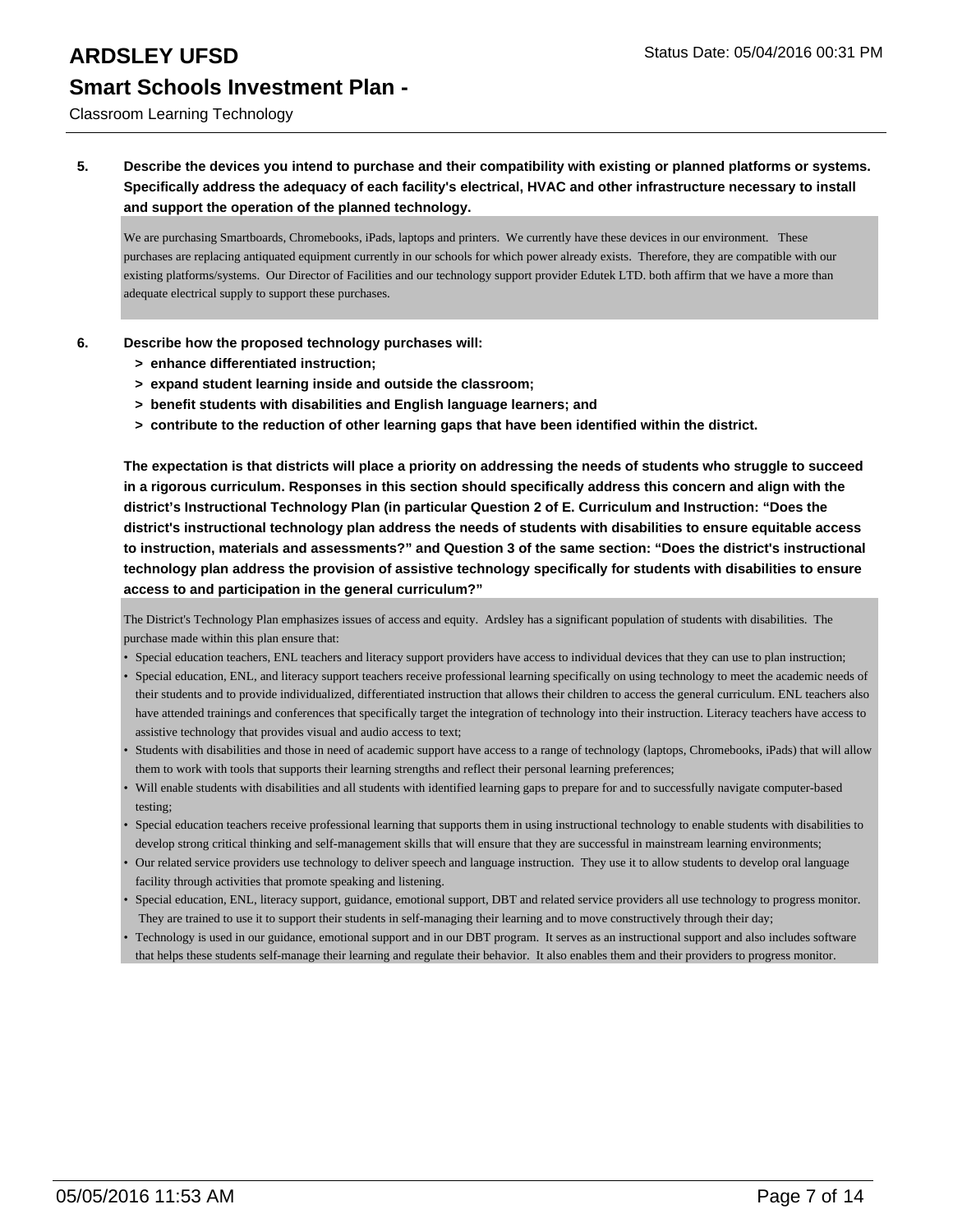**5. Describe the devices you intend to purchase and their compatibility with existing or planned platforms or systems. Specifically address the adequacy of each facility's electrical, HVAC and other infrastructure necessary to install and support the operation of the planned technology.**

We are purchasing Smartboards, Chromebooks, iPads, laptops and printers. We currently have these devices in our environment. These purchases are replacing antiquated equipment currently in our schools for which power already exists. Therefore, they are compatible with our existing platforms/systems. Our Director of Facilities and our technology support provider Edutek LTD. both affirm that we have a more than adequate electrical supply to support these purchases.

**6. Describe how the proposed technology purchases will:**

**> enhance differentiated instruction;**

**> expand student learning inside and outside the classroom;**

**> benefit students with disabilities and English language learners; and**

**> contribute to the reduction of other learning gaps that have been identified within the district.**

**The expectation is that districts will place a priority on addressing the needs of students who struggle to succeed in a rigorous curriculum. Responses in this section should specifically address this concern and align with the district's Instructional Technology Plan (in particular Question 2 of E. Curriculum and Instruction: "Does the district's instructional technology plan address the needs of students with disabilities to ensure equitable access to instruction, materials and assessments?" and Question 3 of the same section: "Does the district's instructional technology plan address the provision of assistive technology specifically for students with disabilities to ensure access to and participation in the general curriculum?"**

The District's Technology Plan emphasizes issues of access and equity. Ardsley has a significant population of students with disabilities. The purchase made within this plan ensure that:

- Special education teachers, ENL teachers and literacy support providers have access to individual devices that they can use to plan instruction;
- Special education, ENL, and literacy support teachers receive professional learning specifically on using technology to meet the academic needs of their students and to provide individualized, differentiated instruction that allows their children to access the general curriculum. ENL teachers also have attended trainings and conferences that specifically target the integration of technology into their instruction. Literacy teachers have access to assistive technology that provides visual and audio access to text;
- Students with disabilities and those in need of academic support have access to a range of technology (laptops, Chromebooks, iPads) that will allow them to work with tools that supports their learning strengths and reflect their personal learning preferences;
- Will enable students with disabilities and all students with identified learning gaps to prepare for and to successfully navigate computer-based testing;
- Special education teachers receive professional learning that supports them in using instructional technology to enable students with disabilities to develop strong critical thinking and self-management skills that will ensure that they are successful in mainstream learning environments;
- Our related service providers use technology to deliver speech and language instruction. They use it to allow students to develop oral language facility through activities that promote speaking and listening.
- Special education, ENL, literacy support, guidance, emotional support, DBT and related service providers all use technology to progress monitor. They are trained to use it to support their students in self-managing their learning and to move constructively through their day;
- Technology is used in our guidance, emotional support and in our DBT program. It serves as an instructional support and also includes software that helps these students self-manage their learning and regulate their behavior. It also enables them and their providers to progress monitor.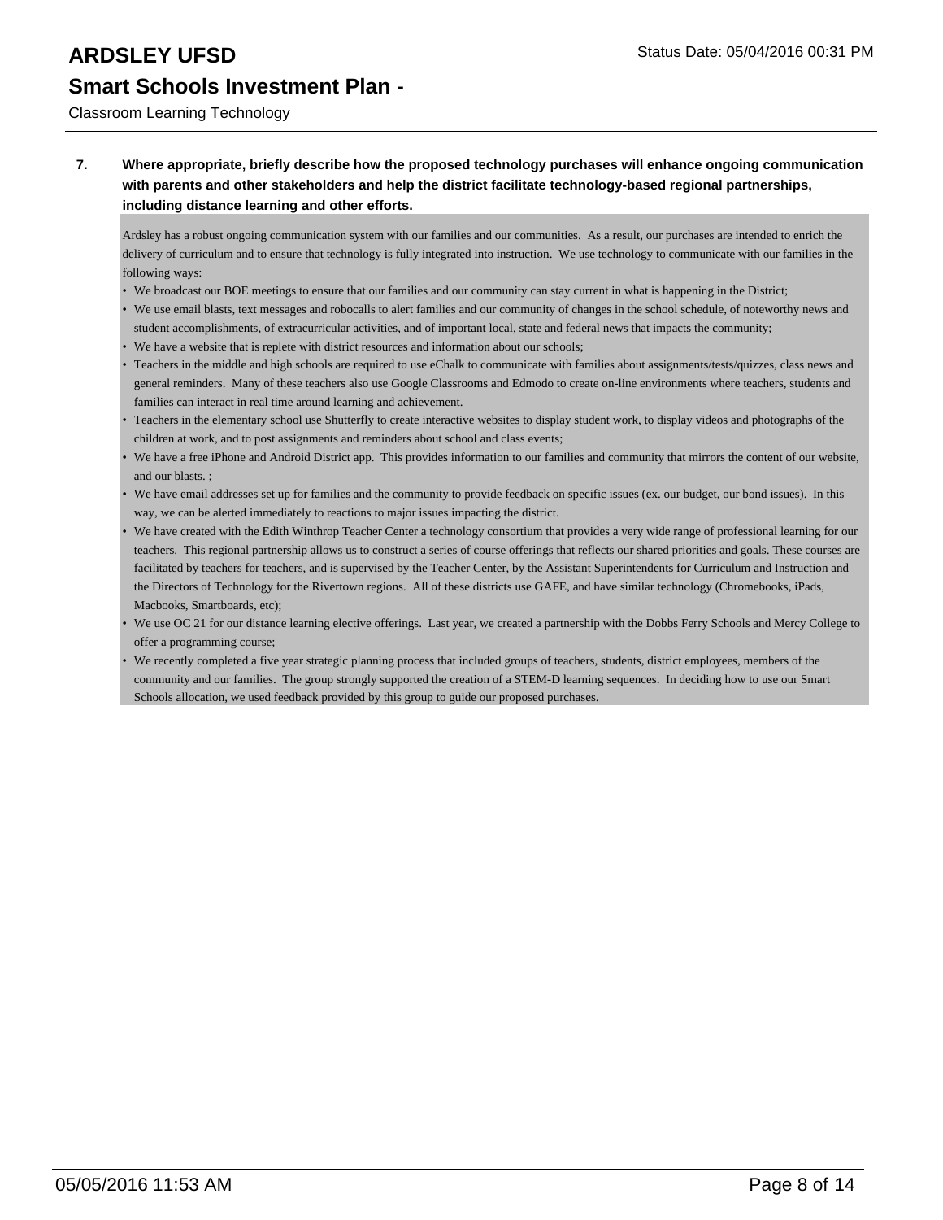**7. Where appropriate, briefly describe how the proposed technology purchases will enhance ongoing communication with parents and other stakeholders and help the district facilitate technology-based regional partnerships, including distance learning and other efforts.**

Ardsley has a robust ongoing communication system with our families and our communities. As a result, our purchases are intended to enrich the delivery of curriculum and to ensure that technology is fully integrated into instruction. We use technology to communicate with our families in the following ways:

- We broadcast our BOE meetings to ensure that our families and our community can stay current in what is happening in the District;
- We use email blasts, text messages and robocalls to alert families and our community of changes in the school schedule, of noteworthy news and student accomplishments, of extracurricular activities, and of important local, state and federal news that impacts the community;
- We have a website that is replete with district resources and information about our schools;
- Teachers in the middle and high schools are required to use eChalk to communicate with families about assignments/tests/quizzes, class news and general reminders. Many of these teachers also use Google Classrooms and Edmodo to create on-line environments where teachers, students and families can interact in real time around learning and achievement.
- Teachers in the elementary school use Shutterfly to create interactive websites to display student work, to display videos and photographs of the children at work, and to post assignments and reminders about school and class events;
- We have a free iPhone and Android District app. This provides information to our families and community that mirrors the content of our website, and our blasts. ;
- We have email addresses set up for families and the community to provide feedback on specific issues (ex. our budget, our bond issues). In this way, we can be alerted immediately to reactions to major issues impacting the district.
- We have created with the Edith Winthrop Teacher Center a technology consortium that provides a very wide range of professional learning for our teachers. This regional partnership allows us to construct a series of course offerings that reflects our shared priorities and goals. These courses are facilitated by teachers for teachers, and is supervised by the Teacher Center, by the Assistant Superintendents for Curriculum and Instruction and the Directors of Technology for the Rivertown regions. All of these districts use GAFE, and have similar technology (Chromebooks, iPads, Macbooks, Smartboards, etc);
- We use OC 21 for our distance learning elective offerings. Last year, we created a partnership with the Dobbs Ferry Schools and Mercy College to offer a programming course;
- We recently completed a five year strategic planning process that included groups of teachers, students, district employees, members of the community and our families. The group strongly supported the creation of a STEM-D learning sequences. In deciding how to use our Smart Schools allocation, we used feedback provided by this group to guide our proposed purchases.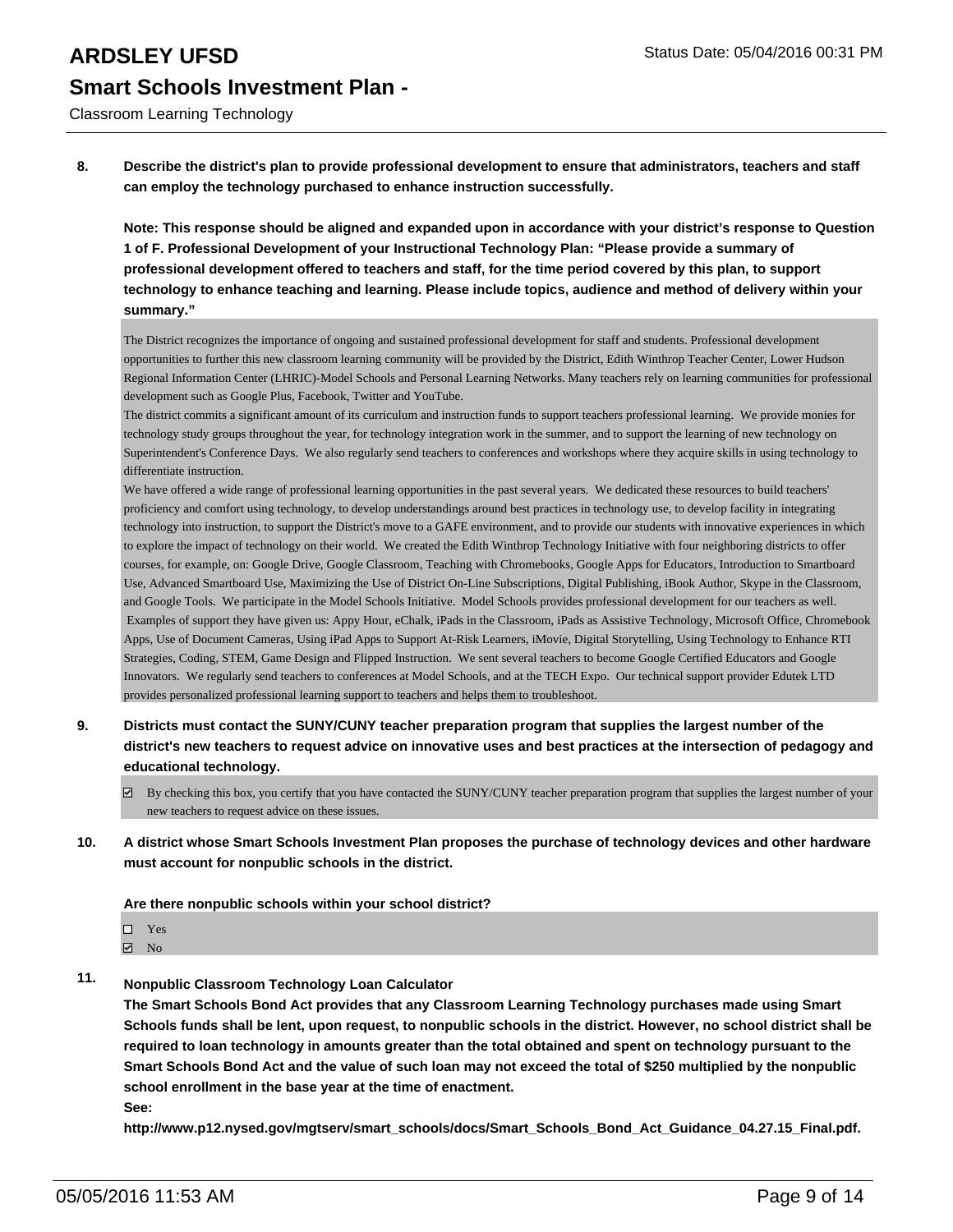**8. Describe the district's plan to provide professional development to ensure that administrators, teachers and staff can employ the technology purchased to enhance instruction successfully.**

**Note: This response should be aligned and expanded upon in accordance with your district's response to Question 1 of F. Professional Development of your Instructional Technology Plan: "Please provide a summary of professional development offered to teachers and staff, for the time period covered by this plan, to support technology to enhance teaching and learning. Please include topics, audience and method of delivery within your summary."**

The District recognizes the importance of ongoing and sustained professional development for staff and students. Professional development opportunities to further this new classroom learning community will be provided by the District, Edith Winthrop Teacher Center, Lower Hudson Regional Information Center (LHRIC)-Model Schools and Personal Learning Networks. Many teachers rely on learning communities for professional development such as Google Plus, Facebook, Twitter and YouTube.
The district commits a significant amount of its curriculum and instruction funds to support teachers professional learning. We provide monies for technology study groups throughout the year, for technology integration work in the summer, and to support the learning of new technology on Superintendent's Conference Days. We also regularly send teachers to conferences and workshops where they acquire skills in using technology to differentiate instruction.
We have offered a wide range of professional learning opportunities in the past several years. We dedicated these resources to build teachers' proficiency and comfort using technology, to develop understandings around best practices in technology use, to develop facility in integrating technology into instruction, to support the District's move to a GAFE environment, and to provide our students with innovative experiences in which to explore the impact of technology on their world. We created the Edith Winthrop Technology Initiative with four neighboring districts to offer courses, for example, on: Google Drive, Google Classroom, Teaching with Chromebooks, Google Apps for Educators, Introduction to Smartboard Use, Advanced Smartboard Use, Maximizing the Use of District On-Line Subscriptions, Digital Publishing, iBook Author, Skype in the Classroom, and Google Tools. We participate in the Model Schools Initiative. Model Schools provides professional development for our teachers as well. Examples of support they have given us: Appy Hour, eChalk, iPads in the Classroom, iPads as Assistive Technology, Microsoft Office, Chromebook Apps, Use of Document Cameras, Using iPad Apps to Support At-Risk Learners, iMovie, Digital Storytelling, Using Technology to Enhance RTI Strategies, Coding, STEM, Game Design and Flipped Instruction. We sent several teachers to become Google Certified Educators and Google Innovators. We regularly send teachers to conferences at Model Schools, and at the TECH Expo. Our technical support provider Edutek LTD provides personalized professional learning support to teachers and helps them to troubleshoot.

**9. Districts must contact the SUNY/CUNY teacher preparation program that supplies the largest number of the district's new teachers to request advice on innovative uses and best practices at the intersection of pedagogy and educational technology.**

☑ By checking this box, you certify that you have contacted the SUNY/CUNY teacher preparation program that supplies the largest number of your new teachers to request advice on these issues.

**10. A district whose Smart Schools Investment Plan proposes the purchase of technology devices and other hardware must account for nonpublic schools in the district.**

**Are there nonpublic schools within your school district?**

☐ Yes
☑ No

**11. Nonpublic Classroom Technology Loan Calculator**
**The Smart Schools Bond Act provides that any Classroom Learning Technology purchases made using Smart Schools funds shall be lent, upon request, to nonpublic schools in the district. However, no school district shall be required to loan technology in amounts greater than the total obtained and spent on technology pursuant to the Smart Schools Bond Act and the value of such loan may not exceed the total of $250 multiplied by the nonpublic school enrollment in the base year at the time of enactment.**
**See:**
**http://www.p12.nysed.gov/mgtserv/smart_schools/docs/Smart_Schools_Bond_Act_Guidance_04.27.15_Final.pdf.**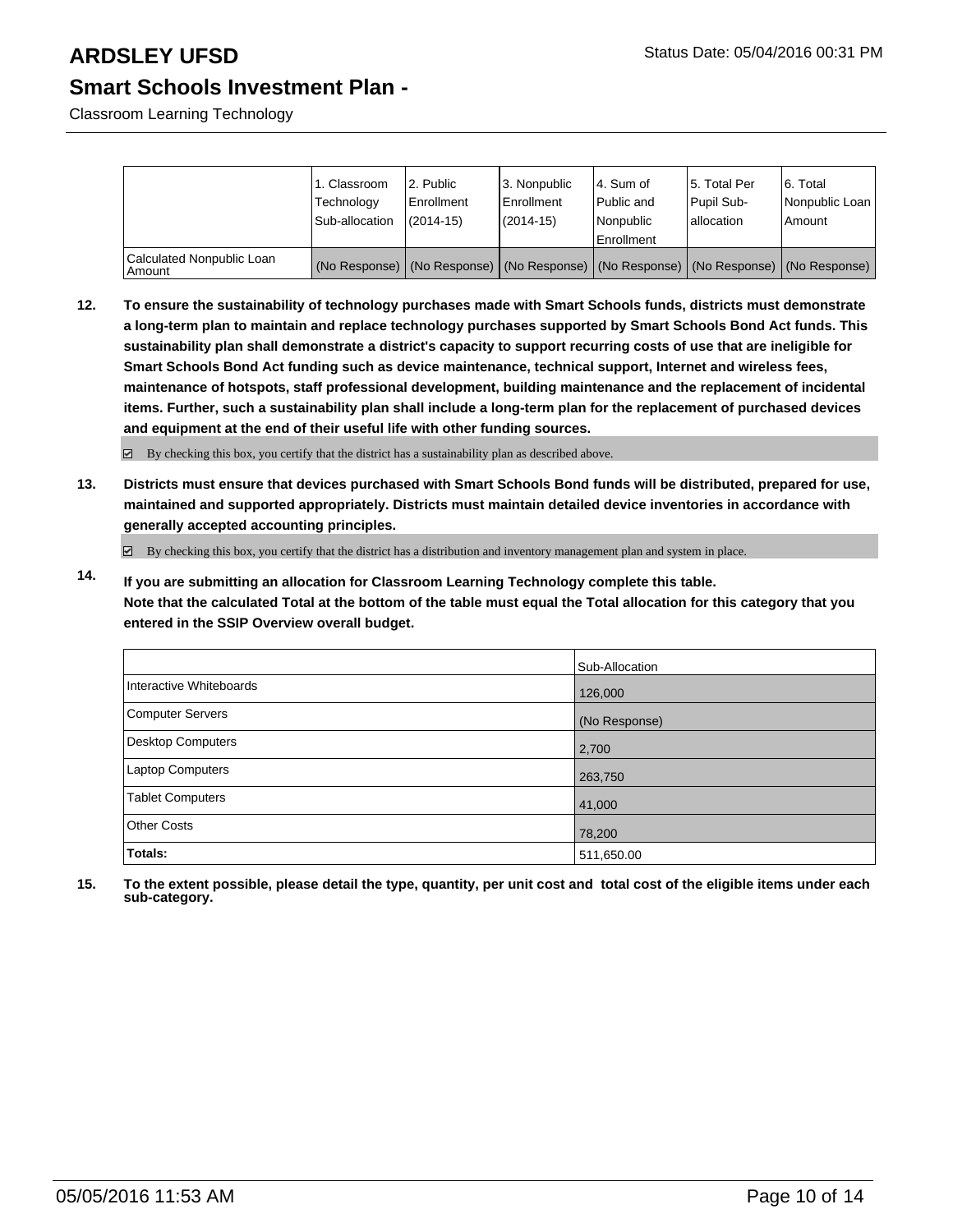|  | 1. Classroom Technology Sub-allocation | 2. Public Enrollment (2014-15) | 3. Nonpublic Enrollment (2014-15) | 4. Sum of Public and Nonpublic Enrollment | 5. Total Per Pupil Sub-allocation | 6. Total Nonpublic Loan Amount |
|---|---|---|---|---|---|---|
| Calculated Nonpublic Loan Amount | (No Response) | (No Response) | (No Response) | (No Response) | (No Response) | (No Response) |

**12. To ensure the sustainability of technology purchases made with Smart Schools funds, districts must demonstrate a long-term plan to maintain and replace technology purchases supported by Smart Schools Bond Act funds. This sustainability plan shall demonstrate a district's capacity to support recurring costs of use that are ineligible for Smart Schools Bond Act funding such as device maintenance, technical support, Internet and wireless fees, maintenance of hotspots, staff professional development, building maintenance and the replacement of incidental items. Further, such a sustainability plan shall include a long-term plan for the replacement of purchased devices and equipment at the end of their useful life with other funding sources.**

☑ By checking this box, you certify that the district has a sustainability plan as described above.

**13. Districts must ensure that devices purchased with Smart Schools Bond funds will be distributed, prepared for use, maintained and supported appropriately. Districts must maintain detailed device inventories in accordance with generally accepted accounting principles.**

☑ By checking this box, you certify that the district has a distribution and inventory management plan and system in place.

**14. If you are submitting an allocation for Classroom Learning Technology complete this table. Note that the calculated Total at the bottom of the table must equal the Total allocation for this category that you entered in the SSIP Overview overall budget.**

|  | Sub-Allocation |
|---|---|
| Interactive Whiteboards | 126,000 |
| Computer Servers | (No Response) |
| Desktop Computers | 2,700 |
| Laptop Computers | 263,750 |
| Tablet Computers | 41,000 |
| Other Costs | 78,200 |
| **Totals:** | 511,650.00 |

**15. To the extent possible, please detail the type, quantity, per unit cost and total cost of the eligible items under each sub-category.**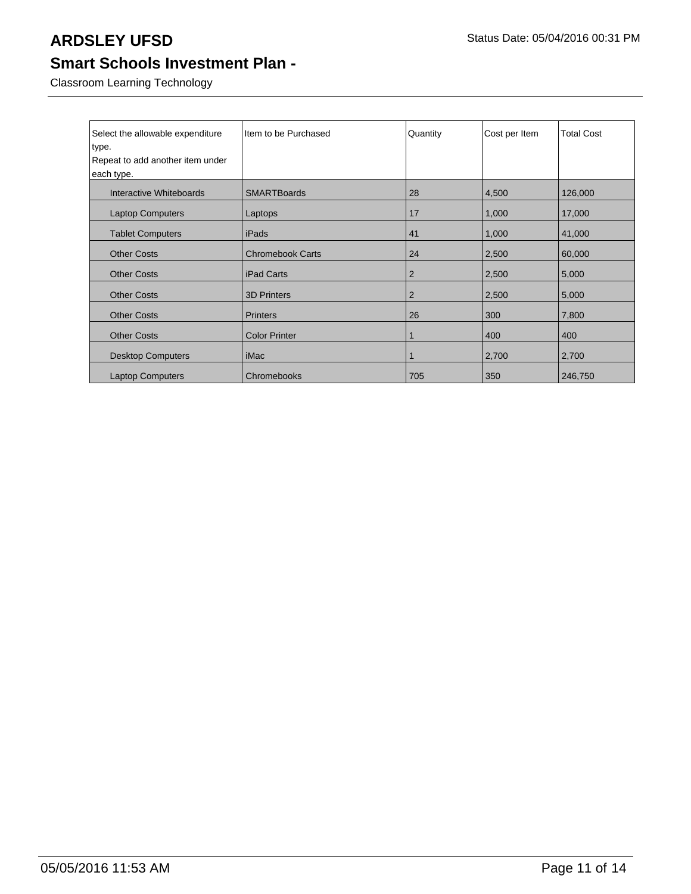# ARDSLEY UFSD

Status Date: 05/04/2016 00:31 PM

## Smart Schools Investment Plan -

Classroom Learning Technology

| Select the allowable expenditure type. Repeat to add another item under each type. | Item to be Purchased | Quantity | Cost per Item | Total Cost |
|---|---|---|---|---|
| Interactive Whiteboards | SMARTBoards | 28 | 4,500 | 126,000 |
| Laptop Computers | Laptops | 17 | 1,000 | 17,000 |
| Tablet Computers | iPads | 41 | 1,000 | 41,000 |
| Other Costs | Chromebook Carts | 24 | 2,500 | 60,000 |
| Other Costs | iPad Carts | 2 | 2,500 | 5,000 |
| Other Costs | 3D Printers | 2 | 2,500 | 5,000 |
| Other Costs | Printers | 26 | 300 | 7,800 |
| Other Costs | Color Printer | 1 | 400 | 400 |
| Desktop Computers | iMac | 1 | 2,700 | 2,700 |
| Laptop Computers | Chromebooks | 705 | 350 | 246,750 |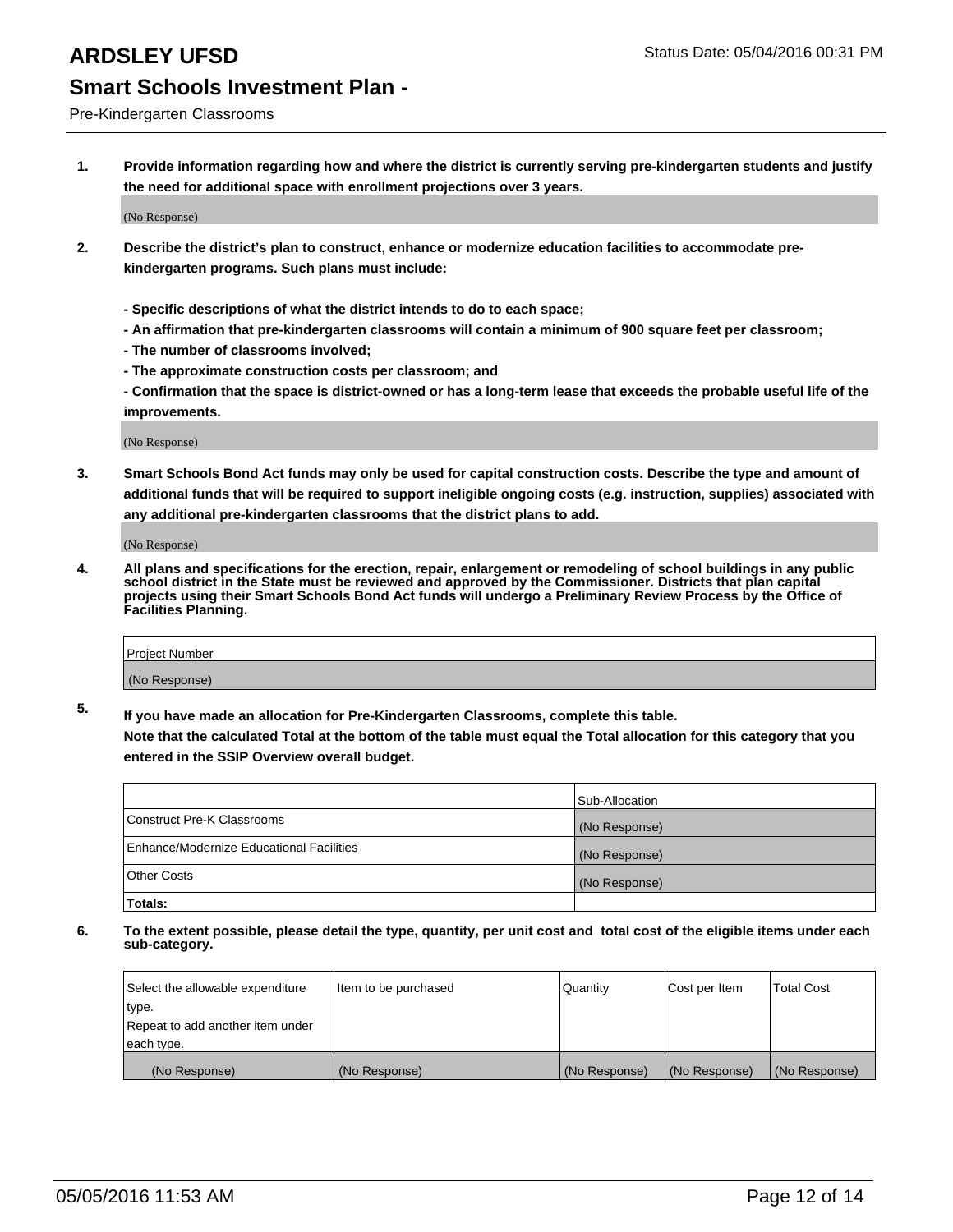# ARDSLEY UFSD

Status Date: 05/04/2016 00:31 PM

## Smart Schools Investment Plan -

Pre-Kindergarten Classrooms

1. **Provide information regarding how and where the district is currently serving pre-kindergarten students and justify the need for additional space with enrollment projections over 3 years.**

   (No Response)

2. **Describe the district's plan to construct, enhance or modernize education facilities to accommodate pre-kindergarten programs. Such plans must include:**

   **- Specific descriptions of what the district intends to do to each space;**
   **- An affirmation that pre-kindergarten classrooms will contain a minimum of 900 square feet per classroom;**
   **- The number of classrooms involved;**
   **- The approximate construction costs per classroom; and**
   **- Confirmation that the space is district-owned or has a long-term lease that exceeds the probable useful life of the improvements.**

   (No Response)

3. **Smart Schools Bond Act funds may only be used for capital construction costs. Describe the type and amount of additional funds that will be required to support ineligible ongoing costs (e.g. instruction, supplies) associated with any additional pre-kindergarten classrooms that the district plans to add.**

   (No Response)

4. **All plans and specifications for the erection, repair, enlargement or remodeling of school buildings in any public school district in the State must be reviewed and approved by the Commissioner. Districts that plan capital projects using their Smart Schools Bond Act funds will undergo a Preliminary Review Process by the Office of Facilities Planning.**

| Project Number |
|---|
| (No Response) |

5. **If you have made an allocation for Pre-Kindergarten Classrooms, complete this table.**
   **Note that the calculated Total at the bottom of the table must equal the Total allocation for this category that you entered in the SSIP Overview overall budget.**

| | Sub-Allocation |
|---|---|
| Construct Pre-K Classrooms | (No Response) |
| Enhance/Modernize Educational Facilities | (No Response) |
| Other Costs | (No Response) |
| **Totals:** | |

6. **To the extent possible, please detail the type, quantity, per unit cost and total cost of the eligible items under each sub-category.**

| Select the allowable expenditure type. Repeat to add another item under each type. | Item to be purchased | Quantity | Cost per Item | Total Cost |
|---|---|---|---|---|
| (No Response) | (No Response) | (No Response) | (No Response) | (No Response) |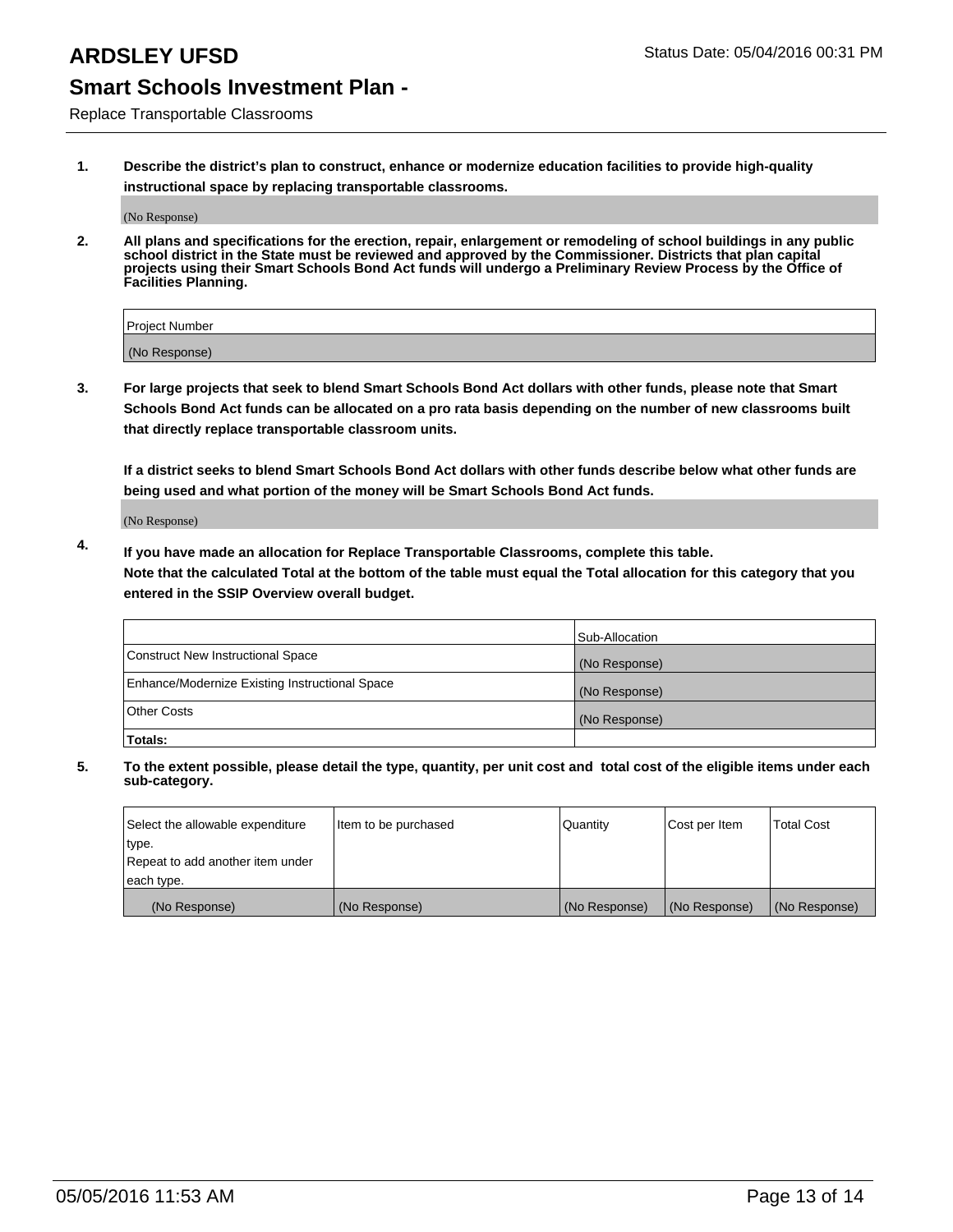# ARDSLEY UFSD

Status Date: 05/04/2016 00:31 PM

## Smart Schools Investment Plan -

Replace Transportable Classrooms

1. **Describe the district's plan to construct, enhance or modernize education facilities to provide high-quality instructional space by replacing transportable classrooms.**

   (No Response)

2. **All plans and specifications for the erection, repair, enlargement or remodeling of school buildings in any public school district in the State must be reviewed and approved by the Commissioner. Districts that plan capital projects using their Smart Schools Bond Act funds will undergo a Preliminary Review Process by the Office of Facilities Planning.**

| Project Number |
| --- |
| (No Response) |

3. **For large projects that seek to blend Smart Schools Bond Act dollars with other funds, please note that Smart Schools Bond Act funds can be allocated on a pro rata basis depending on the number of new classrooms built that directly replace transportable classroom units.**

   **If a district seeks to blend Smart Schools Bond Act dollars with other funds describe below what other funds are being used and what portion of the money will be Smart Schools Bond Act funds.**

   (No Response)

4. **If you have made an allocation for Replace Transportable Classrooms, complete this table.**
   **Note that the calculated Total at the bottom of the table must equal the Total allocation for this category that you entered in the SSIP Overview overall budget.**

| | Sub-Allocation |
| --- | --- |
| Construct New Instructional Space | (No Response) |
| Enhance/Modernize Existing Instructional Space | (No Response) |
| Other Costs | (No Response) |
| **Totals:** | |

5. **To the extent possible, please detail the type, quantity, per unit cost and total cost of the eligible items under each sub-category.**

| Select the allowable expenditure type. Repeat to add another item under each type. | Item to be purchased | Quantity | Cost per Item | Total Cost |
| --- | --- | --- | --- | --- |
| (No Response) | (No Response) | (No Response) | (No Response) | (No Response) |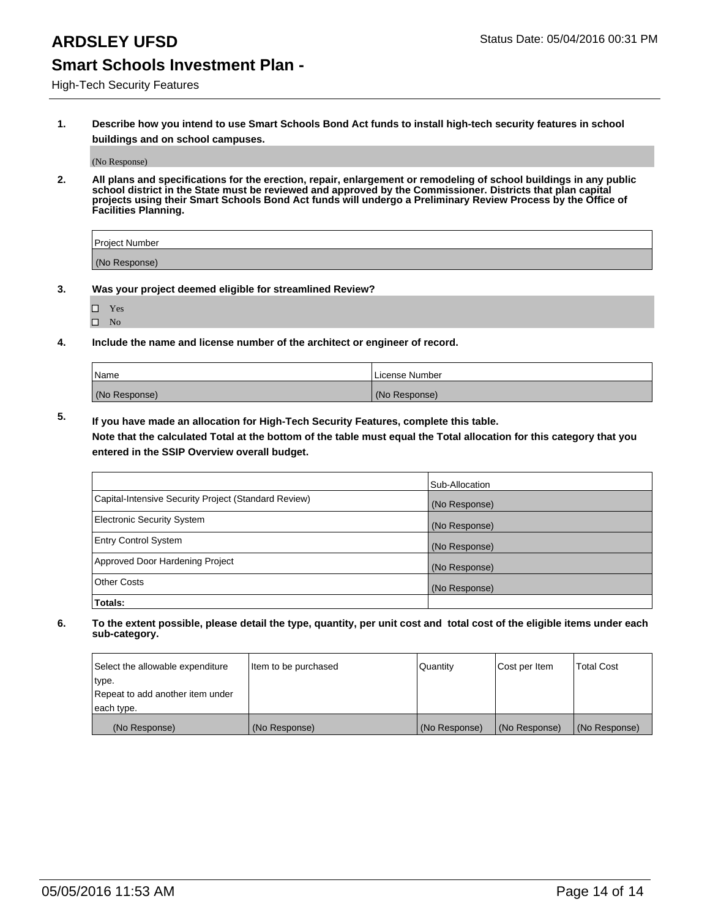# ARDSLEY UFSD

Status Date: 05/04/2016 00:31 PM

## Smart Schools Investment Plan -

High-Tech Security Features

**1. Describe how you intend to use Smart Schools Bond Act funds to install high-tech security features in school buildings and on school campuses.**

(No Response)

**2. All plans and specifications for the erection, repair, enlargement or remodeling of school buildings in any public school district in the State must be reviewed and approved by the Commissioner. Districts that plan capital projects using their Smart Schools Bond Act funds will undergo a Preliminary Review Process by the Office of Facilities Planning.**

| Project Number |
| --- |
| (No Response) |

**3. Was your project deemed eligible for streamlined Review?**

- ☐ Yes
- ☐ No

**4. Include the name and license number of the architect or engineer of record.**

| Name | License Number |
| --- | --- |
| (No Response) | (No Response) |

**5. If you have made an allocation for High-Tech Security Features, complete this table.**
**Note that the calculated Total at the bottom of the table must equal the Total allocation for this category that you entered in the SSIP Overview overall budget.**

| | Sub-Allocation |
| --- | --- |
| Capital-Intensive Security Project (Standard Review) | (No Response) |
| Electronic Security System | (No Response) |
| Entry Control System | (No Response) |
| Approved Door Hardening Project | (No Response) |
| Other Costs | (No Response) |
| **Totals:** | |

**6. To the extent possible, please detail the type, quantity, per unit cost and total cost of the eligible items under each sub-category.**

| Select the allowable expenditure type. Repeat to add another item under each type. | Item to be purchased | Quantity | Cost per Item | Total Cost |
| --- | --- | --- | --- | --- |
| (No Response) | (No Response) | (No Response) | (No Response) | (No Response) |